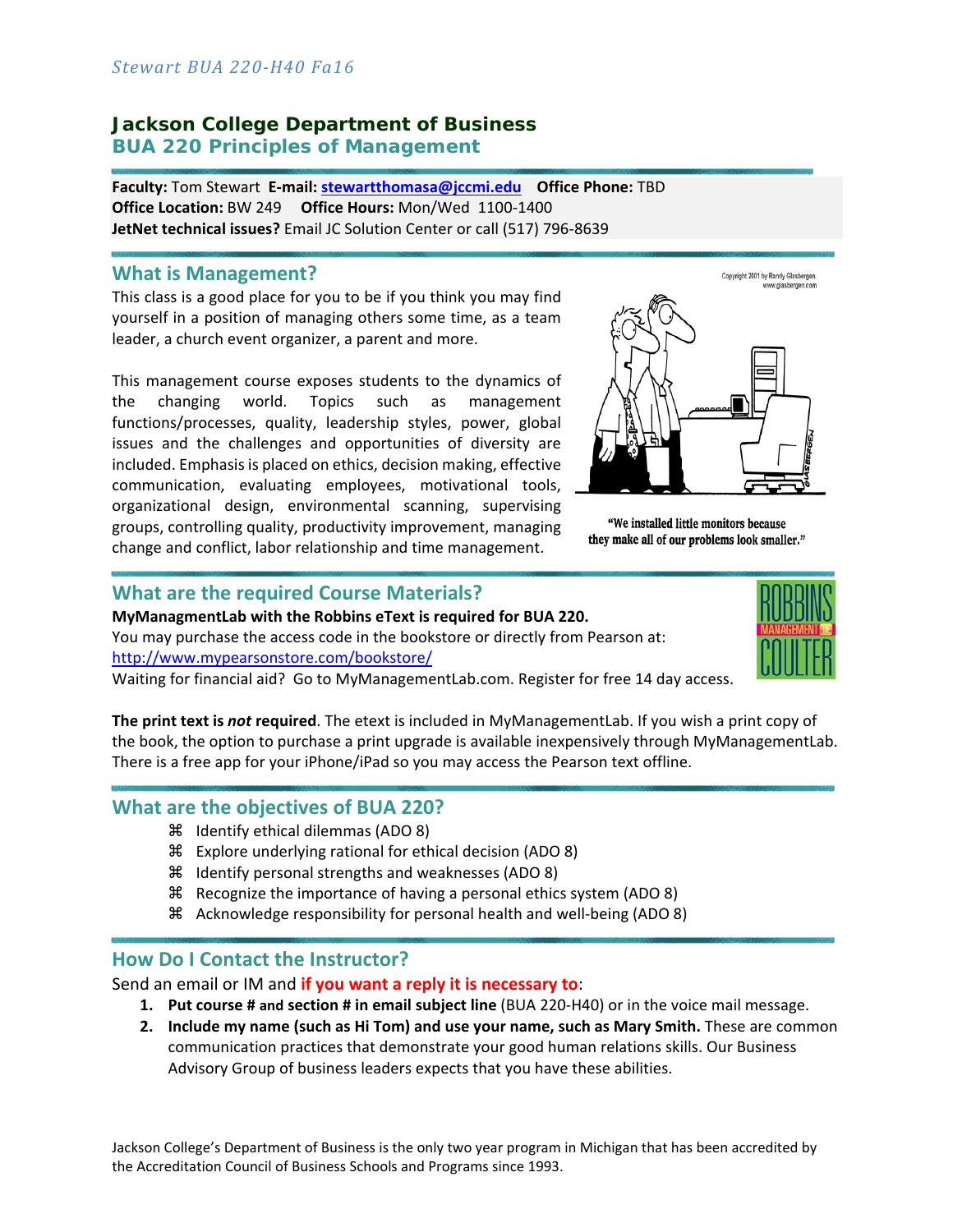# Jackson College Department of Business

## BUA 220 Principles of Management

**Faculty:** Tom Stewart **E-mail:** stewartthomasa@jccmi.edu **Office Phone:** TBD
**Office Location:** BW 249 **Office Hours:** Mon/Wed 1100-1400
**JetNet technical issues?** Email JC Solution Center or call (517) 796-8639

## What is Management?

This class is a good place for you to be if you think you may find yourself in a position of managing others some time, as a team leader, a church event organizer, a parent and more.

This management course exposes students to the dynamics of the changing world. Topics such as management functions/processes, quality, leadership styles, power, global issues and the challenges and opportunities of diversity are included. Emphasis is placed on ethics, decision making, effective communication, evaluating employees, motivational tools, organizational design, environmental scanning, supervising groups, controlling quality, productivity improvement, managing change and conflict, labor relationship and time management.

Copyright 2001 by Randy Glasbergen. www.glasbergen.com

"We installed little monitors because they make all of our problems look smaller."

## What are the required Course Materials?

**MyManagmentLab with the Robbins eText is required for BUA 220.**
You may purchase the access code in the bookstore or directly from Pearson at: http://www.mypearsonstore.com/bookstore/
Waiting for financial aid? Go to MyManagementLab.com. Register for free 14 day access.

**The print text is *not* required**. The etext is included in MyManagementLab. If you wish a print copy of the book, the option to purchase a print upgrade is available inexpensively through MyManagementLab. There is a free app for your iPhone/iPad so you may access the Pearson text offline.

## What are the objectives of BUA 220?

- Identify ethical dilemmas (ADO 8)
- Explore underlying rational for ethical decision (ADO 8)
- Identify personal strengths and weaknesses (ADO 8)
- Recognize the importance of having a personal ethics system (ADO 8)
- Acknowledge responsibility for personal health and well-being (ADO 8)

## How Do I Contact the Instructor?

Send an email or IM and **if you want a reply it is necessary to**:

1. **Put course # and section # in email subject line** (BUA 220-H40) or in the voice mail message.
2. **Include my name (such as Hi Tom) and use your name, such as Mary Smith.** These are common communication practices that demonstrate your good human relations skills. Our Business Advisory Group of business leaders expects that you have these abilities.

Jackson College's Department of Business is the only two year program in Michigan that has been accredited by the Accreditation Council of Business Schools and Programs since 1993.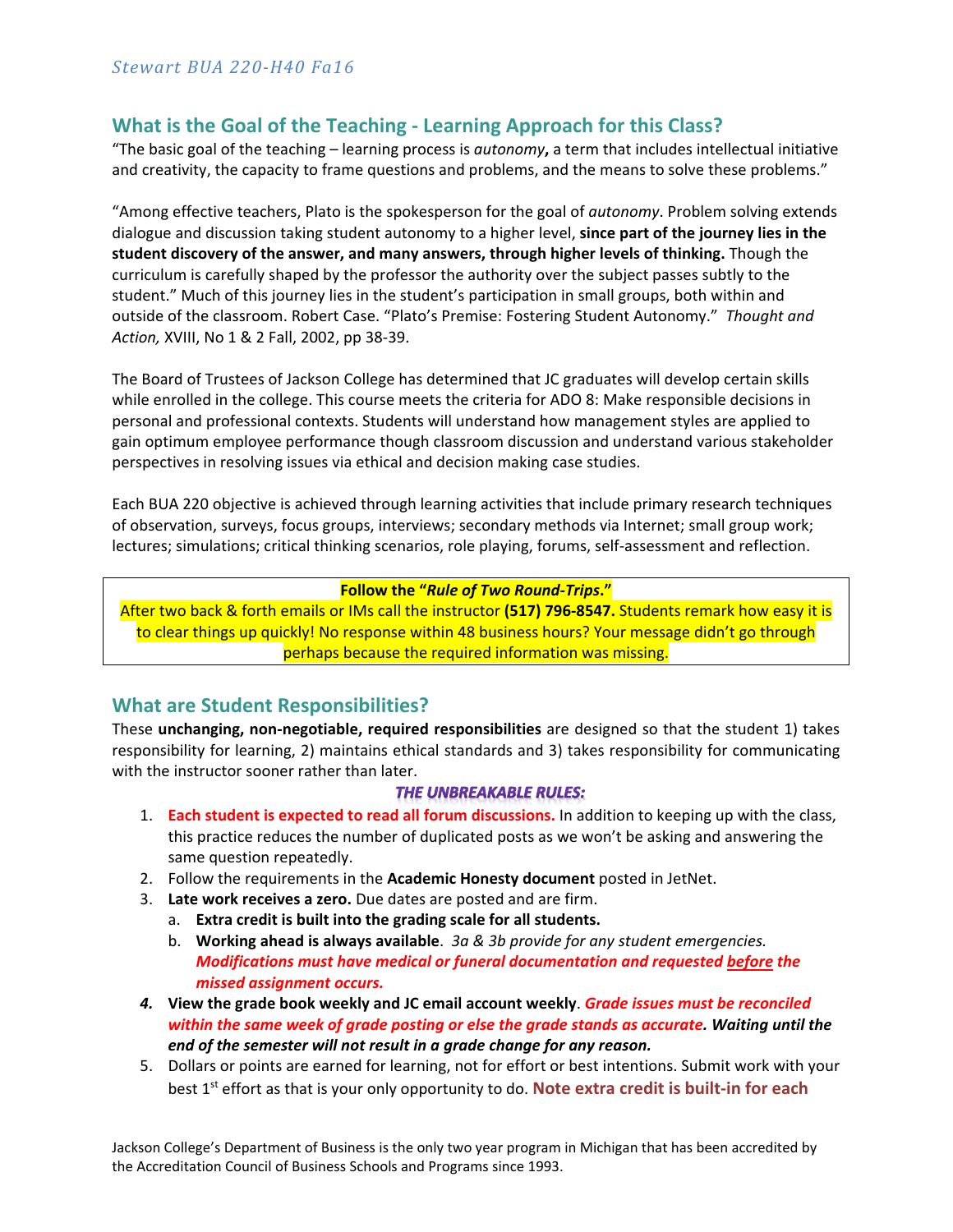## What is the Goal of the Teaching - Learning Approach for this Class?

"The basic goal of the teaching – learning process is *autonomy***,** a term that includes intellectual initiative and creativity, the capacity to frame questions and problems, and the means to solve these problems."

"Among effective teachers, Plato is the spokesperson for the goal of *autonomy*. Problem solving extends dialogue and discussion taking student autonomy to a higher level, **since part of the journey lies in the student discovery of the answer, and many answers, through higher levels of thinking.** Though the curriculum is carefully shaped by the professor the authority over the subject passes subtly to the student." Much of this journey lies in the student's participation in small groups, both within and outside of the classroom. Robert Case. "Plato's Premise: Fostering Student Autonomy." *Thought and Action,* XVIII, No 1 & 2 Fall, 2002, pp 38-39.

The Board of Trustees of Jackson College has determined that JC graduates will develop certain skills while enrolled in the college. This course meets the criteria for ADO 8: Make responsible decisions in personal and professional contexts. Students will understand how management styles are applied to gain optimum employee performance though classroom discussion and understand various stakeholder perspectives in resolving issues via ethical and decision making case studies.

Each BUA 220 objective is achieved through learning activities that include primary research techniques of observation, surveys, focus groups, interviews; secondary methods via Internet; small group work; lectures; simulations; critical thinking scenarios, role playing, forums, self-assessment and reflection.

**Follow the "*Rule of Two Round-Trips*."**
After two back & forth emails or IMs call the instructor **(517) 796-8547.** Students remark how easy it is to clear things up quickly! No response within 48 business hours? Your message didn't go through perhaps because the required information was missing.

## What are Student Responsibilities?

These **unchanging, non-negotiable, required responsibilities** are designed so that the student 1) takes responsibility for learning, 2) maintains ethical standards and 3) takes responsibility for communicating with the instructor sooner rather than later.

***THE UNBREAKABLE RULES:***

1. **Each student is expected to read all forum discussions.** In addition to keeping up with the class, this practice reduces the number of duplicated posts as we won't be asking and answering the same question repeatedly.
2. Follow the requirements in the **Academic Honesty document** posted in JetNet.
3. **Late work receives a zero.** Due dates are posted and are firm.
   a. **Extra credit is built into the grading scale for all students.**
   b. **Working ahead is always available**. *3a & 3b provide for any student emergencies.* ***Modifications must have medical or funeral documentation and requested before the missed assignment occurs.***
4. **View the grade book weekly and JC email account weekly**. ***Grade issues must be reconciled within the same week of grade posting or else the grade stands as accurate. Waiting until the end of the semester will not result in a grade change for any reason.***
5. Dollars or points are earned for learning, not for effort or best intentions. Submit work with your best 1st effort as that is your only opportunity to do. **Note extra credit is built-in for each**

Jackson College's Department of Business is the only two year program in Michigan that has been accredited by the Accreditation Council of Business Schools and Programs since 1993.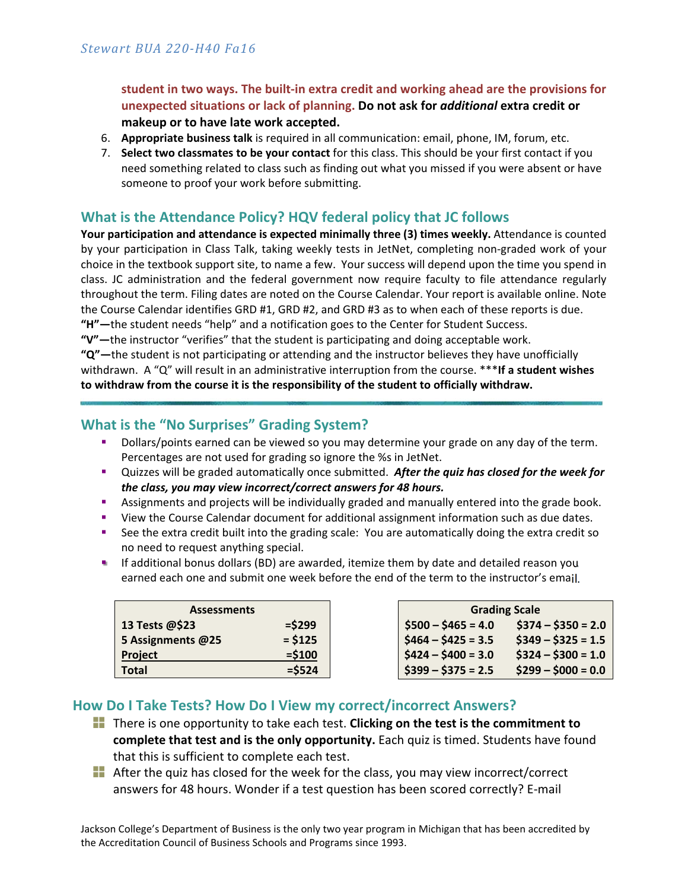**student in two ways. The built-in extra credit and working ahead are the provisions for unexpected situations or lack of planning. Do not ask for *additional* extra credit or makeup or to have late work accepted.**

6. **Appropriate business talk** is required in all communication: email, phone, IM, forum, etc.
7. **Select two classmates to be your contact** for this class. This should be your first contact if you need something related to class such as finding out what you missed if you were absent or have someone to proof your work before submitting.

## What is the Attendance Policy? HQV federal policy that JC follows

**Your participation and attendance is expected minimally three (3) times weekly.** Attendance is counted by your participation in Class Talk, taking weekly tests in JetNet, completing non-graded work of your choice in the textbook support site, to name a few. Your success will depend upon the time you spend in class. JC administration and the federal government now require faculty to file attendance regularly throughout the term. Filing dates are noted on the Course Calendar. Your report is available online. Note the Course Calendar identifies GRD #1, GRD #2, and GRD #3 as to when each of these reports is due.

**"H"—**the student needs "help" and a notification goes to the Center for Student Success.

**"V"—**the instructor "verifies" that the student is participating and doing acceptable work.

**"Q"—**the student is not participating or attending and the instructor believes they have unofficially withdrawn. A "Q" will result in an administrative interruption from the course. *****If a student wishes to withdraw from the course it is the responsibility of the student to officially withdraw.**

---

## What is the "No Surprises" Grading System?

- Dollars/points earned can be viewed so you may determine your grade on any day of the term. Percentages are not used for grading so ignore the %s in JetNet.
- Quizzes will be graded automatically once submitted. ***After the quiz has closed for the week for the class, you may view incorrect/correct answers for 48 hours.***
- Assignments and projects will be individually graded and manually entered into the grade book.
- View the Course Calendar document for additional assignment information such as due dates.
- See the extra credit built into the grading scale: You are automatically doing the extra credit so no need to request anything special.
- If additional bonus dollars (BD) are awarded, itemize them by date and detailed reason you earned each one and submit one week before the end of the term to the instructor's email.

| Assessments | |
|---|---|
| 13 Tests @$23 | =$299 |
| 5 Assignments @25 | = $125 |
| Project | =$100 |
| Total | =$524 |

| Grading Scale | |
|---|---|
| $500 – $465 = 4.0 | $374 – $350 = 2.0 |
| $464 – $425 = 3.5 | $349 – $325 = 1.5 |
| $424 – $400 = 3.0 | $324 – $300 = 1.0 |
| $399 – $375 = 2.5 | $299 – $000 = 0.0 |

## How Do I Take Tests? How Do I View my correct/incorrect Answers?

- There is one opportunity to take each test. **Clicking on the test is the commitment to complete that test and is the only opportunity.** Each quiz is timed. Students have found that this is sufficient to complete each test.
- After the quiz has closed for the week for the class, you may view incorrect/correct answers for 48 hours. Wonder if a test question has been scored correctly? E-mail

Jackson College's Department of Business is the only two year program in Michigan that has been accredited by the Accreditation Council of Business Schools and Programs since 1993.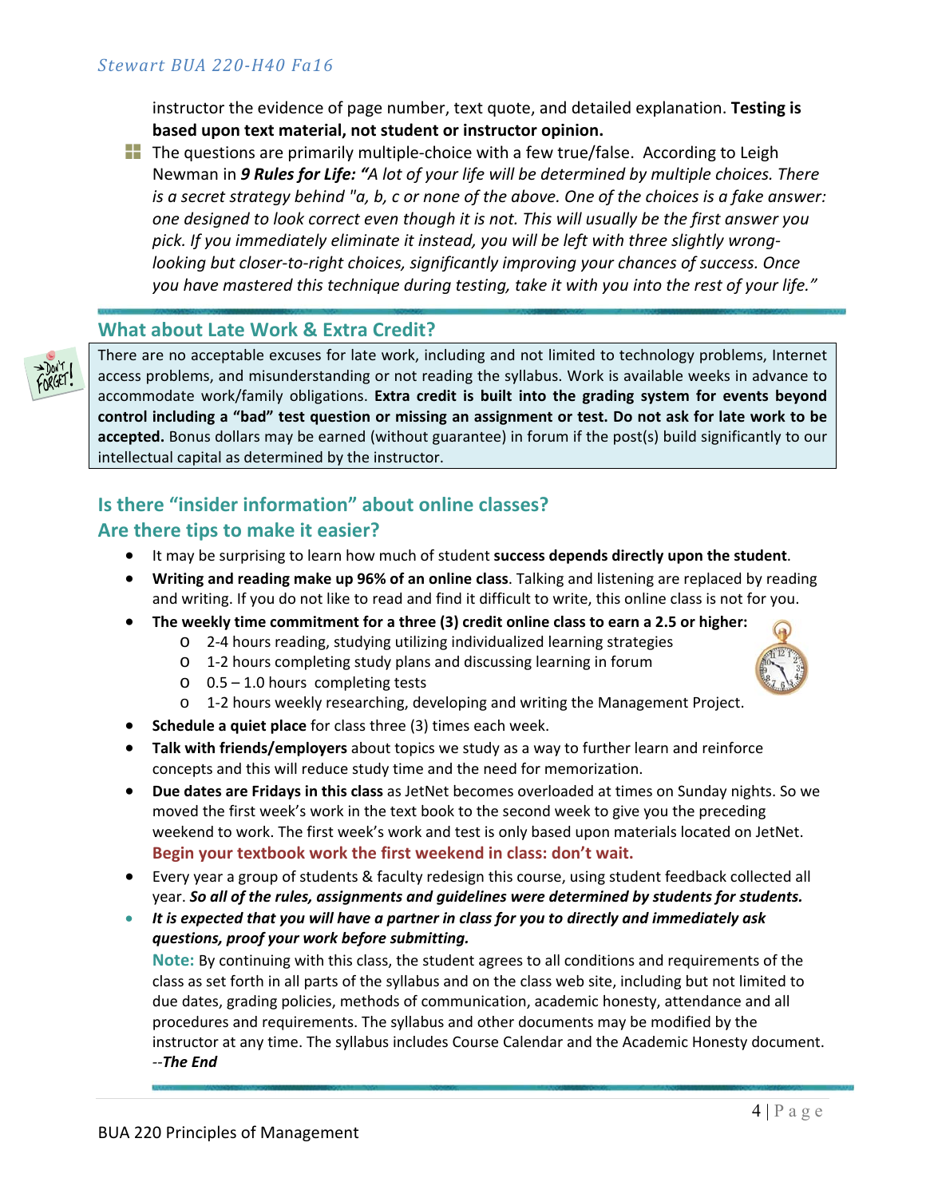instructor the evidence of page number, text quote, and detailed explanation. **Testing is based upon text material, not student or instructor opinion.**

- The questions are primarily multiple-choice with a few true/false. According to Leigh Newman in ***9 Rules for Life:*** *"A lot of your life will be determined by multiple choices. There is a secret strategy behind "a, b, c or none of the above. One of the choices is a fake answer: one designed to look correct even though it is not. This will usually be the first answer you pick. If you immediately eliminate it instead, you will be left with three slightly wrong-looking but closer-to-right choices, significantly improving your chances of success. Once you have mastered this technique during testing, take it with you into the rest of your life."*

## What about Late Work & Extra Credit?

There are no acceptable excuses for late work, including and not limited to technology problems, Internet access problems, and misunderstanding or not reading the syllabus. Work is available weeks in advance to accommodate work/family obligations. **Extra credit is built into the grading system for events beyond control including a "bad" test question or missing an assignment or test. Do not ask for late work to be accepted.** Bonus dollars may be earned (without guarantee) in forum if the post(s) build significantly to our intellectual capital as determined by the instructor.

## Is there "insider information" about online classes?
## Are there tips to make it easier?

- It may be surprising to learn how much of student **success depends directly upon the student**.
- **Writing and reading make up 96% of an online class**. Talking and listening are replaced by reading and writing. If you do not like to read and find it difficult to write, this online class is not for you.
- **The weekly time commitment for a three (3) credit online class to earn a 2.5 or higher:**
  - 2-4 hours reading, studying utilizing individualized learning strategies
  - 1-2 hours completing study plans and discussing learning in forum
  - 0.5 – 1.0 hours completing tests
  - 1-2 hours weekly researching, developing and writing the Management Project.
- **Schedule a quiet place** for class three (3) times each week.
- **Talk with friends/employers** about topics we study as a way to further learn and reinforce concepts and this will reduce study time and the need for memorization.
- **Due dates are Fridays in this class** as JetNet becomes overloaded at times on Sunday nights. So we moved the first week's work in the text book to the second week to give you the preceding weekend to work. The first week's work and test is only based upon materials located on JetNet. **Begin your textbook work the first weekend in class: don't wait.**
- Every year a group of students & faculty redesign this course, using student feedback collected all year. ***So all of the rules, assignments and guidelines were determined by students for students.***
- ***It is expected that you will have a partner in class for you to directly and immediately ask questions, proof your work before submitting.***

  **Note:** By continuing with this class, the student agrees to all conditions and requirements of the class as set forth in all parts of the syllabus and on the class web site, including but not limited to due dates, grading policies, methods of communication, academic honesty, attendance and all procedures and requirements. The syllabus and other documents may be modified by the instructor at any time. The syllabus includes Course Calendar and the Academic Honesty document.
  --***The End***